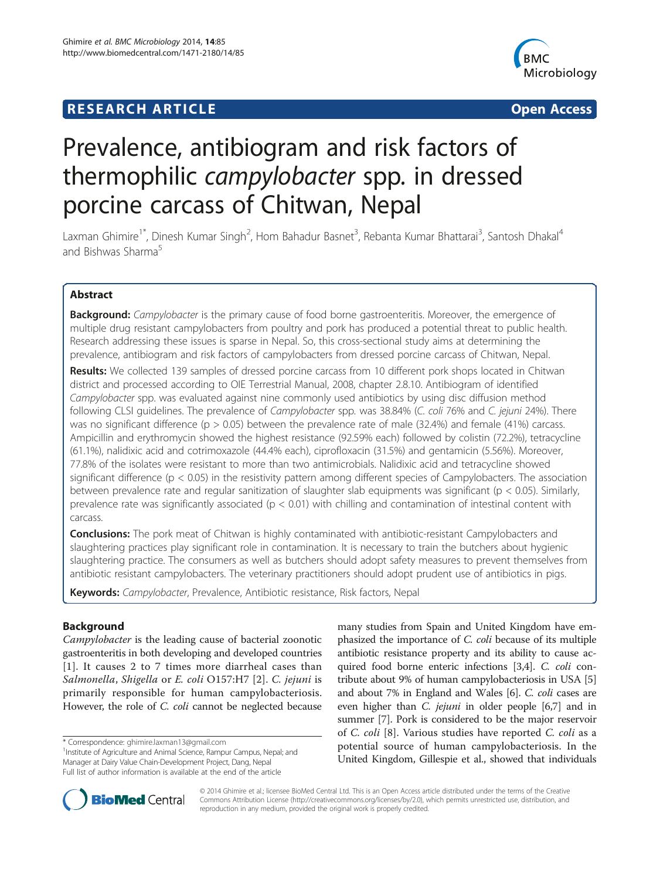# RESEARCH ARTICLE

Open Access

# Prevalence, antibiogram and risk factors of thermophilic *campylobacter* spp. in dressed porcine carcass of Chitwan, Nepal

Laxman Ghimire[1*], Dinesh Kumar Singh[2], Hom Bahadur Basnet[3], Rebanta Kumar Bhattarai[3], Santosh Dhakal[4] and Bishwas Sharma[5]

## Abstract

**Background:** *Campylobacter* is the primary cause of food borne gastroenteritis. Moreover, the emergence of multiple drug resistant campylobacters from poultry and pork has produced a potential threat to public health. Research addressing these issues is sparse in Nepal. So, this cross-sectional study aims at determining the prevalence, antibiogram and risk factors of campylobacters from dressed porcine carcass of Chitwan, Nepal.

**Results:** We collected 139 samples of dressed porcine carcass from 10 different pork shops located in Chitwan district and processed according to OIE Terrestrial Manual, 2008, chapter 2.8.10. Antibiogram of identified *Campylobacter* spp. was evaluated against nine commonly used antibiotics by using disc diffusion method following CLSI guidelines. The prevalence of *Campylobacter* spp. was 38.84% (*C. coli* 76% and *C. jejuni* 24%). There was no significant difference ($p > 0.05$) between the prevalence rate of male (32.4%) and female (41%) carcass. Ampicillin and erythromycin showed the highest resistance (92.59% each) followed by colistin (72.2%), tetracycline (61.1%), nalidixic acid and cotrimoxazole (44.4% each), ciprofloxacin (31.5%) and gentamicin (5.56%). Moreover, 77.8% of the isolates were resistant to more than two antimicrobials. Nalidixic acid and tetracycline showed significant difference ($p < 0.05$) in the resistivity pattern among different species of Campylobacters. The association between prevalence rate and regular sanitization of slaughter slab equipments was significant ($p < 0.05$). Similarly, prevalence rate was significantly associated ($p < 0.01$) with chilling and contamination of intestinal content with carcass.

**Conclusions:** The pork meat of Chitwan is highly contaminated with antibiotic-resistant Campylobacters and slaughtering practices play significant role in contamination. It is necessary to train the butchers about hygienic slaughtering practice. The consumers as well as butchers should adopt safety measures to prevent themselves from antibiotic resistant campylobacters. The veterinary practitioners should adopt prudent use of antibiotics in pigs.

**Keywords:** *Campylobacter*, Prevalence, Antibiotic resistance, Risk factors, Nepal

## Background

*Campylobacter* is the leading cause of bacterial zoonotic gastroenteritis in both developing and developed countries [1]. It causes 2 to 7 times more diarrheal cases than *Salmonella*, *Shigella* or *E. coli* O157:H7 [2]. *C. jejuni* is primarily responsible for human campylobacteriosis. However, the role of *C. coli* cannot be neglected because many studies from Spain and United Kingdom have emphasized the importance of *C. coli* because of its multiple antibiotic resistance property and its ability to cause acquired food borne enteric infections [3,4]. *C. coli* contribute about 9% of human campylobacteriosis in USA [5] and about 7% in England and Wales [6]. *C. coli* cases are even higher than *C. jejuni* in older people [6,7] and in summer [7]. Pork is considered to be the major reservoir of *C. coli* [8]. Various studies have reported *C. coli* as a potential source of human campylobacteriosis. In the United Kingdom, Gillespie et al., showed that individuals

\* Correspondence: ghimire.laxman13@gmail.com
[1]Institute of Agriculture and Animal Science, Rampur Campus, Nepal; and Manager at Dairy Value Chain-Development Project, Dang, Nepal
Full list of author information is available at the end of the article

© 2014 Ghimire et al.; licensee BioMed Central Ltd. This is an Open Access article distributed under the terms of the Creative Commons Attribution License (http://creativecommons.org/licenses/by/2.0), which permits unrestricted use, distribution, and reproduction in any medium, provided the original work is properly credited.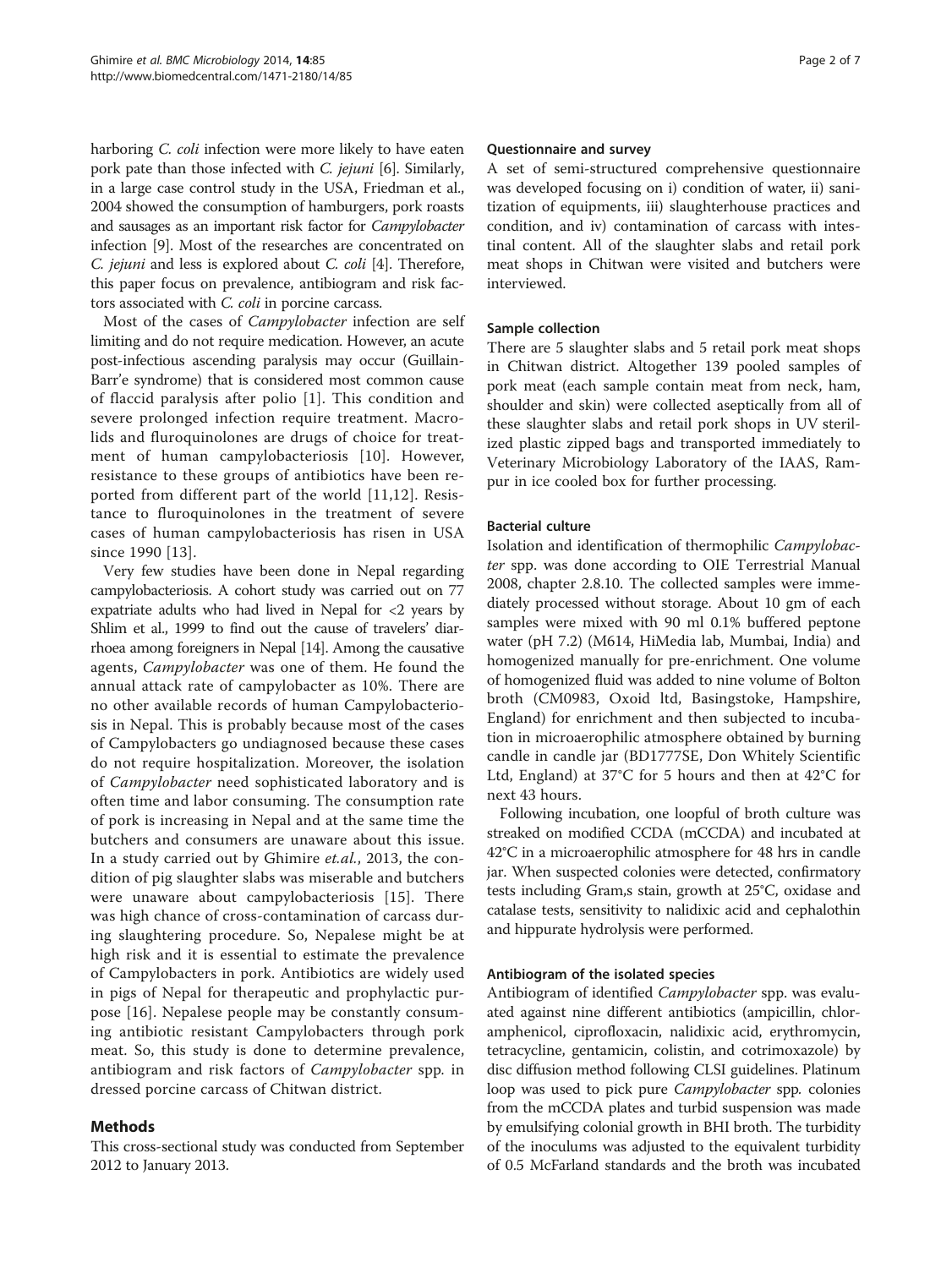harboring *C. coli* infection were more likely to have eaten pork pate than those infected with *C. jejuni* [6]. Similarly, in a large case control study in the USA, Friedman et al., 2004 showed the consumption of hamburgers, pork roasts and sausages as an important risk factor for *Campylobacter* infection [9]. Most of the researches are concentrated on *C. jejuni* and less is explored about *C. coli* [4]. Therefore, this paper focus on prevalence, antibiogram and risk factors associated with *C. coli* in porcine carcass.

Most of the cases of *Campylobacter* infection are self limiting and do not require medication. However, an acute post-infectious ascending paralysis may occur (Guillain-Barr'e syndrome) that is considered most common cause of flaccid paralysis after polio [1]. This condition and severe prolonged infection require treatment. Macrolids and fluroquinolones are drugs of choice for treatment of human campylobacteriosis [10]. However, resistance to these groups of antibiotics have been reported from different part of the world [11,12]. Resistance to fluroquinolones in the treatment of severe cases of human campylobacteriosis has risen in USA since 1990 [13].

Very few studies have been done in Nepal regarding campylobacteriosis. A cohort study was carried out on 77 expatriate adults who had lived in Nepal for <2 years by Shlim et al., 1999 to find out the cause of travelers' diarrhoea among foreigners in Nepal [14]. Among the causative agents, *Campylobacter* was one of them. He found the annual attack rate of campylobacter as 10%. There are no other available records of human Campylobacteriosis in Nepal. This is probably because most of the cases of Campylobacters go undiagnosed because these cases do not require hospitalization. Moreover, the isolation of *Campylobacter* need sophisticated laboratory and is often time and labor consuming. The consumption rate of pork is increasing in Nepal and at the same time the butchers and consumers are unaware about this issue. In a study carried out by Ghimire *et.al.*, 2013, the condition of pig slaughter slabs was miserable and butchers were unaware about campylobacteriosis [15]. There was high chance of cross-contamination of carcass during slaughtering procedure. So, Nepalese might be at high risk and it is essential to estimate the prevalence of Campylobacters in pork. Antibiotics are widely used in pigs of Nepal for therapeutic and prophylactic purpose [16]. Nepalese people may be constantly consuming antibiotic resistant Campylobacters through pork meat. So, this study is done to determine prevalence, antibiogram and risk factors of *Campylobacter* spp. in dressed porcine carcass of Chitwan district.

## Methods

This cross-sectional study was conducted from September 2012 to January 2013.

### Questionnaire and survey

A set of semi-structured comprehensive questionnaire was developed focusing on i) condition of water, ii) sanitization of equipments, iii) slaughterhouse practices and condition, and iv) contamination of carcass with intestinal content. All of the slaughter slabs and retail pork meat shops in Chitwan were visited and butchers were interviewed.

### Sample collection

There are 5 slaughter slabs and 5 retail pork meat shops in Chitwan district. Altogether 139 pooled samples of pork meat (each sample contain meat from neck, ham, shoulder and skin) were collected aseptically from all of these slaughter slabs and retail pork shops in UV sterilized plastic zipped bags and transported immediately to Veterinary Microbiology Laboratory of the IAAS, Rampur in ice cooled box for further processing.

### Bacterial culture

Isolation and identification of thermophilic *Campylobacter* spp. was done according to OIE Terrestrial Manual 2008, chapter 2.8.10. The collected samples were immediately processed without storage. About 10 gm of each samples were mixed with 90 ml 0.1% buffered peptone water (pH 7.2) (M614, HiMedia lab, Mumbai, India) and homogenized manually for pre-enrichment. One volume of homogenized fluid was added to nine volume of Bolton broth (CM0983, Oxoid ltd, Basingstoke, Hampshire, England) for enrichment and then subjected to incubation in microaerophilic atmosphere obtained by burning candle in candle jar (BD1777SE, Don Whitely Scientific Ltd, England) at 37°C for 5 hours and then at 42°C for next 43 hours.

Following incubation, one loopful of broth culture was streaked on modified CCDA (mCCDA) and incubated at 42°C in a microaerophilic atmosphere for 48 hrs in candle jar. When suspected colonies were detected, confirmatory tests including Gram,s stain, growth at 25°C, oxidase and catalase tests, sensitivity to nalidixic acid and cephalothin and hippurate hydrolysis were performed.

### Antibiogram of the isolated species

Antibiogram of identified *Campylobacter* spp. was evaluated against nine different antibiotics (ampicillin, chloramphenicol, ciprofloxacin, nalidixic acid, erythromycin, tetracycline, gentamicin, colistin, and cotrimoxazole) by disc diffusion method following CLSI guidelines. Platinum loop was used to pick pure *Campylobacter* spp. colonies from the mCCDA plates and turbid suspension was made by emulsifying colonial growth in BHI broth. The turbidity of the inoculums was adjusted to the equivalent turbidity of 0.5 McFarland standards and the broth was incubated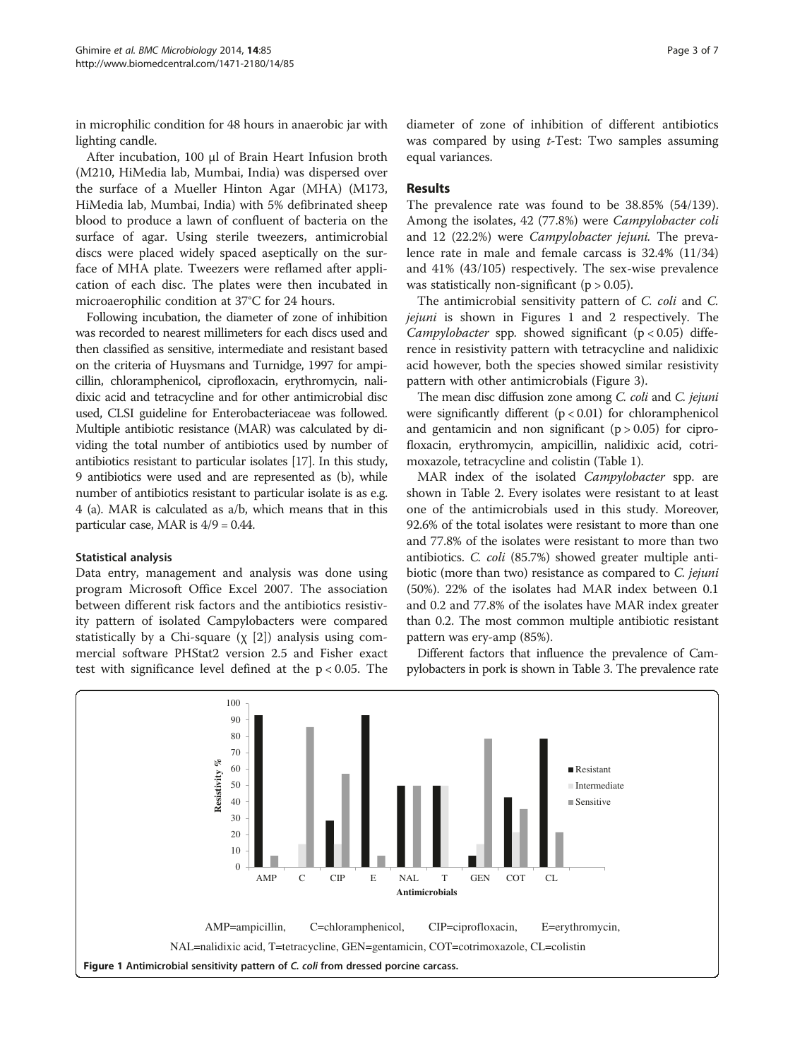in microphilic condition for 48 hours in anaerobic jar with lighting candle.

After incubation, 100 μl of Brain Heart Infusion broth (M210, HiMedia lab, Mumbai, India) was dispersed over the surface of a Mueller Hinton Agar (MHA) (M173, HiMedia lab, Mumbai, India) with 5% defibrinated sheep blood to produce a lawn of confluent of bacteria on the surface of agar. Using sterile tweezers, antimicrobial discs were placed widely spaced aseptically on the surface of MHA plate. Tweezers were reflamed after application of each disc. The plates were then incubated in microaerophilic condition at 37°C for 24 hours.

Following incubation, the diameter of zone of inhibition was recorded to nearest millimeters for each discs used and then classified as sensitive, intermediate and resistant based on the criteria of Huysmans and Turnidge, 1997 for ampicillin, chloramphenicol, ciprofloxacin, erythromycin, nalidixic acid and tetracycline and for other antimicrobial disc used, CLSI guideline for Enterobacteriaceae was followed. Multiple antibiotic resistance (MAR) was calculated by dividing the total number of antibiotics used by number of antibiotics resistant to particular isolates [17]. In this study, 9 antibiotics were used and are represented as (b), while number of antibiotics resistant to particular isolate is as e.g. 4 (a). MAR is calculated as a/b, which means that in this particular case, MAR is $4/9 = 0.44$.

### Statistical analysis

Data entry, management and analysis was done using program Microsoft Office Excel 2007. The association between different risk factors and the antibiotics resistivity pattern of isolated Campylobacters were compared statistically by a Chi-square ($\chi$ [2]) analysis using commercial software PHStat2 version 2.5 and Fisher exact test with significance level defined at the $p < 0.05$. The diameter of zone of inhibition of different antibiotics was compared by using *t*-Test: Two samples assuming equal variances.

## Results

The prevalence rate was found to be 38.85% (54/139). Among the isolates, 42 (77.8%) were *Campylobacter coli* and 12 (22.2%) were *Campylobacter jejuni*. The prevalence rate in male and female carcass is 32.4% (11/34) and 41% (43/105) respectively. The sex-wise prevalence was statistically non-significant ($p > 0.05$).

The antimicrobial sensitivity pattern of *C. coli* and *C. jejuni* is shown in Figures 1 and 2 respectively. The *Campylobacter* spp. showed significant ($p < 0.05$) difference in resistivity pattern with tetracycline and nalidixic acid however, both the species showed similar resistivity pattern with other antimicrobials (Figure 3).

The mean disc diffusion zone among *C. coli* and *C. jejuni* were significantly different ($p < 0.01$) for chloramphenicol and gentamicin and non significant ($p > 0.05$) for ciprofloxacin, erythromycin, ampicillin, nalidixic acid, cotrimoxazole, tetracycline and colistin (Table 1).

MAR index of the isolated *Campylobacter* spp. are shown in Table 2. Every isolates were resistant to at least one of the antimicrobials used in this study. Moreover, 92.6% of the total isolates were resistant to more than one and 77.8% of the isolates were resistant to more than two antibiotics. *C. coli* (85.7%) showed greater multiple antibiotic (more than two) resistance as compared to *C. jejuni* (50%). 22% of the isolates had MAR index between 0.1 and 0.2 and 77.8% of the isolates have MAR index greater than 0.2. The most common multiple antibiotic resistant pattern was ery-amp (85%).

Different factors that influence the prevalence of Campylobacters in pork is shown in Table 3. The prevalence rate

AMP=ampicillin, C=chloramphenicol, CIP=ciprofloxacin, E=erythromycin, NAL=nalidixic acid, T=tetracycline, GEN=gentamicin, COT=cotrimoxazole, CL=colistin

**Figure 1 Antimicrobial sensitivity pattern of *C. coli* from dressed porcine carcass.**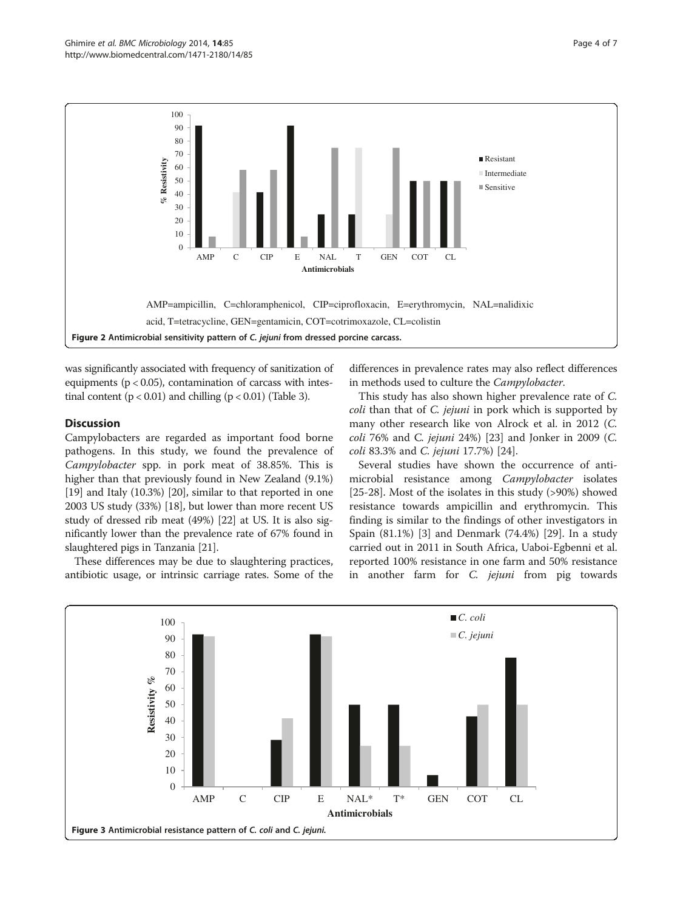AMP=ampicillin, C=chloramphenicol, CIP=ciprofloxacin, E=erythromycin, NAL=nalidixic acid, T=tetracycline, GEN=gentamicin, COT=cotrimoxazole, CL=colistin

**Figure 2 Antimicrobial sensitivity pattern of *C. jejuni* from dressed porcine carcass.**

was significantly associated with frequency of sanitization of equipments ($p < 0.05$), contamination of carcass with intestinal content ($p < 0.01$) and chilling ($p < 0.01$) (Table 3).

## Discussion

Campylobacters are regarded as important food borne pathogens. In this study, we found the prevalence of *Campylobacter* spp. in pork meat of 38.85%. This is higher than that previously found in New Zealand (9.1%) [19] and Italy (10.3%) [20], similar to that reported in one 2003 US study (33%) [18], but lower than more recent US study of dressed rib meat (49%) [22] at US. It is also significantly lower than the prevalence rate of 67% found in slaughtered pigs in Tanzania [21].

These differences may be due to slaughtering practices, antibiotic usage, or intrinsic carriage rates. Some of the differences in prevalence rates may also reflect differences in methods used to culture the *Campylobacter*.

This study has also shown higher prevalence rate of *C. coli* than that of *C. jejuni* in pork which is supported by many other research like von Alrock et al. in 2012 (*C. coli* 76% and C. *jejuni* 24%) [23] and Jonker in 2009 (*C. coli* 83.3% and *C. jejuni* 17.7%) [24].

Several studies have shown the occurrence of antimicrobial resistance among *Campylobacter* isolates [25-28]. Most of the isolates in this study (>90%) showed resistance towards ampicillin and erythromycin. This finding is similar to the findings of other investigators in Spain (81.1%) [3] and Denmark (74.4%) [29]. In a study carried out in 2011 in South Africa, Uaboi-Egbenni et al. reported 100% resistance in one farm and 50% resistance in another farm for *C. jejuni* from pig towards

**Figure 3 Antimicrobial resistance pattern of *C. coli* and *C. jejuni*.**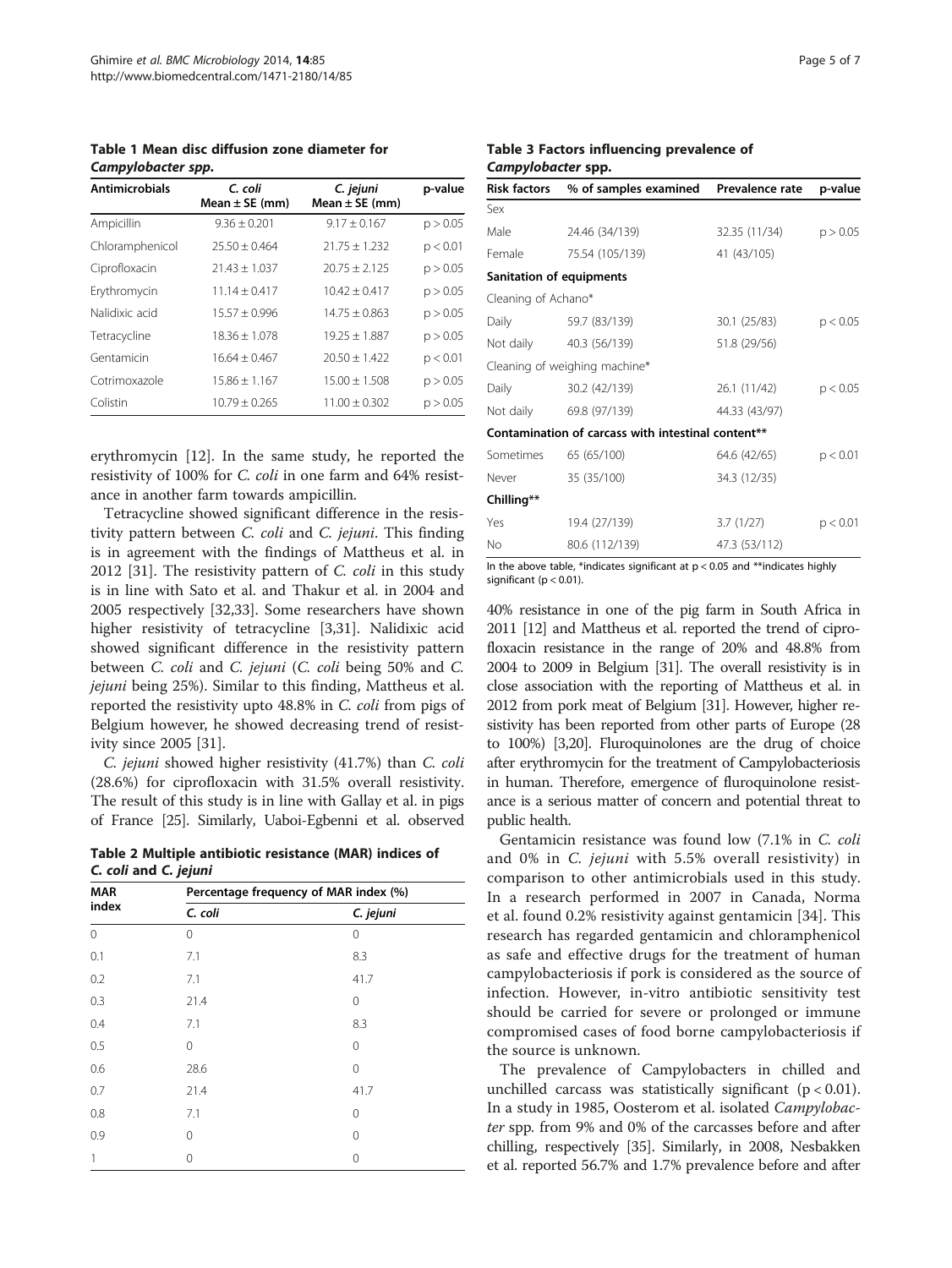**Table 1 Mean disc diffusion zone diameter for *Campylobacter spp.***

| Antimicrobials | *C. coli* Mean ± SE (mm) | *C. jejuni* Mean ± SE (mm) | p-value |
|---|---|---|---|
| Ampicillin | 9.36 ± 0.201 | 9.17 ± 0.167 | $p > 0.05$ |
| Chloramphenicol | 25.50 ± 0.464 | 21.75 ± 1.232 | $p < 0.01$ |
| Ciprofloxacin | 21.43 ± 1.037 | 20.75 ± 2.125 | $p > 0.05$ |
| Erythromycin | 11.14 ± 0.417 | 10.42 ± 0.417 | $p > 0.05$ |
| Nalidixic acid | 15.57 ± 0.996 | 14.75 ± 0.863 | $p > 0.05$ |
| Tetracycline | 18.36 ± 1.078 | 19.25 ± 1.887 | $p > 0.05$ |
| Gentamicin | 16.64 ± 0.467 | 20.50 ± 1.422 | $p < 0.01$ |
| Cotrimoxazole | 15.86 ± 1.167 | 15.00 ± 1.508 | $p > 0.05$ |
| Colistin | 10.79 ± 0.265 | 11.00 ± 0.302 | $p > 0.05$ |

erythromycin [12]. In the same study, he reported the resistivity of 100% for *C. coli* in one farm and 64% resistance in another farm towards ampicillin.

Tetracycline showed significant difference in the resistivity pattern between *C. coli* and *C. jejuni*. This finding is in agreement with the findings of Mattheus et al. in 2012 [31]. The resistivity pattern of *C. coli* in this study is in line with Sato et al. and Thakur et al. in 2004 and 2005 respectively [32,33]. Some researchers have shown higher resistivity of tetracycline [3,31]. Nalidixic acid showed significant difference in the resistivity pattern between *C. coli* and *C. jejuni* (*C. coli* being 50% and *C. jejuni* being 25%). Similar to this finding, Mattheus et al. reported the resistivity upto 48.8% in *C. coli* from pigs of Belgium however, he showed decreasing trend of resistivity since 2005 [31].

*C. jejuni* showed higher resistivity (41.7%) than *C. coli* (28.6%) for ciprofloxacin with 31.5% overall resistivity. The result of this study is in line with Gallay et al. in pigs of France [25]. Similarly, Uaboi-Egbenni et al. observed 40% resistance in one of the pig farm in South Africa in 2011 [12] and Mattheus et al. reported the trend of ciprofloxacin resistance in the range of 20% and 48.8% from 2004 to 2009 in Belgium [31]. The overall resistivity is in close association with the reporting of Mattheus et al. in 2012 from pork meat of Belgium [31]. However, higher resistivity has been reported from other parts of Europe (28 to 100%) [3,20]. Fluroquinolones are the drug of choice after erythromycin for the treatment of Campylobacteriosis in human. Therefore, emergence of fluroquinolone resistance is a serious matter of concern and potential threat to public health.

**Table 2 Multiple antibiotic resistance (MAR) indices of *C. coli* and *C. jejuni***

| MAR index | Percentage frequency of MAR index (%) | |
|---|---|---|
| | *C. coli* | *C. jejuni* |
| 0 | 0 | 0 |
| 0.1 | 7.1 | 8.3 |
| 0.2 | 7.1 | 41.7 |
| 0.3 | 21.4 | 0 |
| 0.4 | 7.1 | 8.3 |
| 0.5 | 0 | 0 |
| 0.6 | 28.6 | 0 |
| 0.7 | 21.4 | 41.7 |
| 0.8 | 7.1 | 0 |
| 0.9 | 0 | 0 |
| 1 | 0 | 0 |

**Table 3 Factors influencing prevalence of *Campylobacter* spp.**

| Risk factors | % of samples examined | Prevalence rate | p-value |
|---|---|---|---|
| Sex | | | |
| Male | 24.46 (34/139) | 32.35 (11/34) | $p > 0.05$ |
| Female | 75.54 (105/139) | 41 (43/105) | |
| **Sanitation of equipments** | | | |
| Cleaning of Achano* | | | |
| Daily | 59.7 (83/139) | 30.1 (25/83) | $p < 0.05$ |
| Not daily | 40.3 (56/139) | 51.8 (29/56) | |
| Cleaning of weighing machine* | | | |
| Daily | 30.2 (42/139) | 26.1 (11/42) | $p < 0.05$ |
| Not daily | 69.8 (97/139) | 44.33 (43/97) | |
| **Contamination of carcass with intestinal content**** | | | |
| Sometimes | 65 (65/100) | 64.6 (42/65) | $p < 0.01$ |
| Never | 35 (35/100) | 34.3 (12/35) | |
| **Chilling**** | | | |
| Yes | 19.4 (27/139) | 3.7 (1/27) | $p < 0.01$ |
| No | 80.6 (112/139) | 47.3 (53/112) | |

In the above table, *indicates significant at $p < 0.05$ and **indicates highly significant ($p < 0.01$).

Gentamicin resistance was found low (7.1% in *C. coli* and 0% in *C. jejuni* with 5.5% overall resistivity) in comparison to other antimicrobials used in this study. In a research performed in 2007 in Canada, Norma et al. found 0.2% resistivity against gentamicin [34]. This research has regarded gentamicin and chloramphenicol as safe and effective drugs for the treatment of human campylobacteriosis if pork is considered as the source of infection. However, in-vitro antibiotic sensitivity test should be carried for severe or prolonged or immune compromised cases of food borne campylobacteriosis if the source is unknown.

The prevalence of Campylobacters in chilled and unchilled carcass was statistically significant ($p < 0.01$). In a study in 1985, Oosterom et al. isolated *Campylobacter* spp. from 9% and 0% of the carcasses before and after chilling, respectively [35]. Similarly, in 2008, Nesbakken et al. reported 56.7% and 1.7% prevalence before and after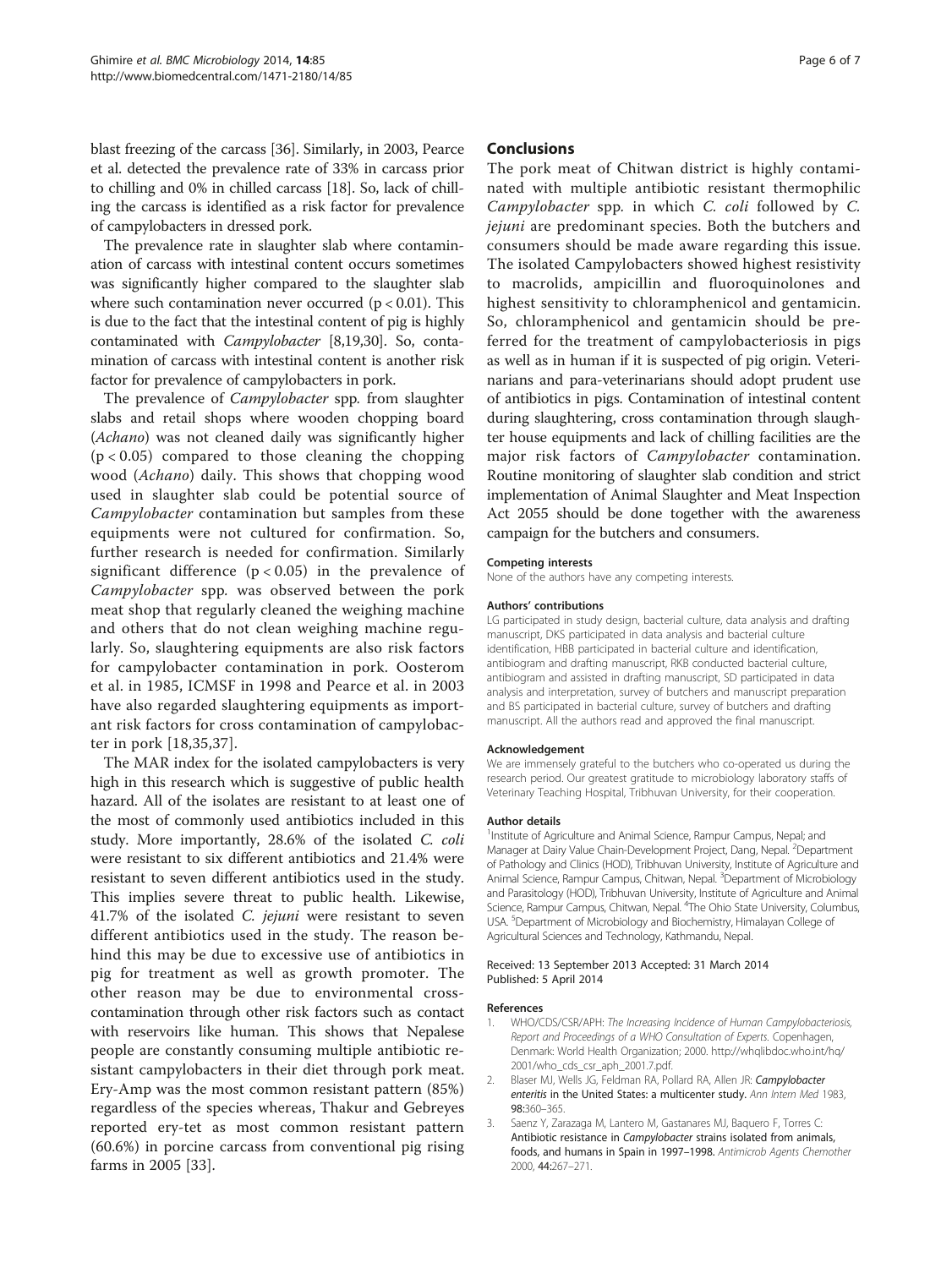blast freezing of the carcass [36]. Similarly, in 2003, Pearce et al. detected the prevalence rate of 33% in carcass prior to chilling and 0% in chilled carcass [18]. So, lack of chilling the carcass is identified as a risk factor for prevalence of campylobacters in dressed pork.

The prevalence rate in slaughter slab where contamination of carcass with intestinal content occurs sometimes was significantly higher compared to the slaughter slab where such contamination never occurred ($p < 0.01$). This is due to the fact that the intestinal content of pig is highly contaminated with *Campylobacter* [8,19,30]. So, contamination of carcass with intestinal content is another risk factor for prevalence of campylobacters in pork.

The prevalence of *Campylobacter* spp. from slaughter slabs and retail shops where wooden chopping board (*Achano*) was not cleaned daily was significantly higher ($p < 0.05$) compared to those cleaning the chopping wood (*Achano*) daily. This shows that chopping wood used in slaughter slab could be potential source of *Campylobacter* contamination but samples from these equipments were not cultured for confirmation. So, further research is needed for confirmation. Similarly significant difference ($p < 0.05$) in the prevalence of *Campylobacter* spp. was observed between the pork meat shop that regularly cleaned the weighing machine and others that do not clean weighing machine regularly. So, slaughtering equipments are also risk factors for campylobacter contamination in pork. Oosterom et al. in 1985, ICMSF in 1998 and Pearce et al. in 2003 have also regarded slaughtering equipments as important risk factors for cross contamination of campylobacter in pork [18,35,37].

The MAR index for the isolated campylobacters is very high in this research which is suggestive of public health hazard. All of the isolates are resistant to at least one of the most of commonly used antibiotics included in this study. More importantly, 28.6% of the isolated *C. coli* were resistant to six different antibiotics and 21.4% were resistant to seven different antibiotics used in the study. This implies severe threat to public health. Likewise, 41.7% of the isolated *C. jejuni* were resistant to seven different antibiotics used in the study. The reason behind this may be due to excessive use of antibiotics in pig for treatment as well as growth promoter. The other reason may be due to environmental cross-contamination through other risk factors such as contact with reservoirs like human. This shows that Nepalese people are constantly consuming multiple antibiotic resistant campylobacters in their diet through pork meat. Ery-Amp was the most common resistant pattern (85%) regardless of the species whereas, Thakur and Gebreyes reported ery-tet as most common resistant pattern (60.6%) in porcine carcass from conventional pig rising farms in 2005 [33].

## Conclusions

The pork meat of Chitwan district is highly contaminated with multiple antibiotic resistant thermophilic *Campylobacter* spp. in which *C. coli* followed by *C. jejuni* are predominant species. Both the butchers and consumers should be made aware regarding this issue. The isolated Campylobacters showed highest resistivity to macrolids, ampicillin and fluoroquinolones and highest sensitivity to chloramphenicol and gentamicin. So, chloramphenicol and gentamicin should be preferred for the treatment of campylobacteriosis in pigs as well as in human if it is suspected of pig origin. Veterinarians and para-veterinarians should adopt prudent use of antibiotics in pigs. Contamination of intestinal content during slaughtering, cross contamination through slaughter house equipments and lack of chilling facilities are the major risk factors of *Campylobacter* contamination. Routine monitoring of slaughter slab condition and strict implementation of Animal Slaughter and Meat Inspection Act 2055 should be done together with the awareness campaign for the butchers and consumers.

#### Competing interests

None of the authors have any competing interests.

#### Authors' contributions

LG participated in study design, bacterial culture, data analysis and drafting manuscript, DKS participated in data analysis and bacterial culture identification, HBB participated in bacterial culture and identification, antibiogram and drafting manuscript, RKB conducted bacterial culture, antibiogram and assisted in drafting manuscript, SD participated in data analysis and interpretation, survey of butchers and manuscript preparation and BS participated in bacterial culture, survey of butchers and drafting manuscript. All the authors read and approved the final manuscript.

#### Acknowledgement

We are immensely grateful to the butchers who co-operated us during the research period. Our greatest gratitude to microbiology laboratory staffs of Veterinary Teaching Hospital, Tribhuvan University, for their cooperation.

#### Author details

[1]Institute of Agriculture and Animal Science, Rampur Campus, Nepal; and Manager at Dairy Value Chain-Development Project, Dang, Nepal. [2]Department of Pathology and Clinics (HOD), Tribhuvan University, Institute of Agriculture and Animal Science, Rampur Campus, Chitwan, Nepal. [3]Department of Microbiology and Parasitology (HOD), Tribhuvan University, Institute of Agriculture and Animal Science, Rampur Campus, Chitwan, Nepal. [4]The Ohio State University, Columbus, USA. [5]Department of Microbiology and Biochemistry, Himalayan College of Agricultural Sciences and Technology, Kathmandu, Nepal.

Received: 13 September 2013 Accepted: 31 March 2014
Published: 5 April 2014

#### References

1. WHO/CDS/CSR/APH: *The Increasing Incidence of Human Campylobacteriosis, Report and Proceedings of a WHO Consultation of Experts.* Copenhagen, Denmark: World Health Organization; 2000. http://whqlibdoc.who.int/hq/2001/who_cds_csr_aph_2001.7.pdf.
2. Blaser MJ, Wells JG, Feldman RA, Pollard RA, Allen JR: **Campylobacter enteritis in the United States: a multicenter study.** *Ann Intern Med* 1983, **98**:360–365.
3. Saenz Y, Zarazaga M, Lantero M, Gastanares MJ, Baquero F, Torres C: **Antibiotic resistance in Campylobacter strains isolated from animals, foods, and humans in Spain in 1997–1998.** *Antimicrob Agents Chemother* 2000, **44**:267–271.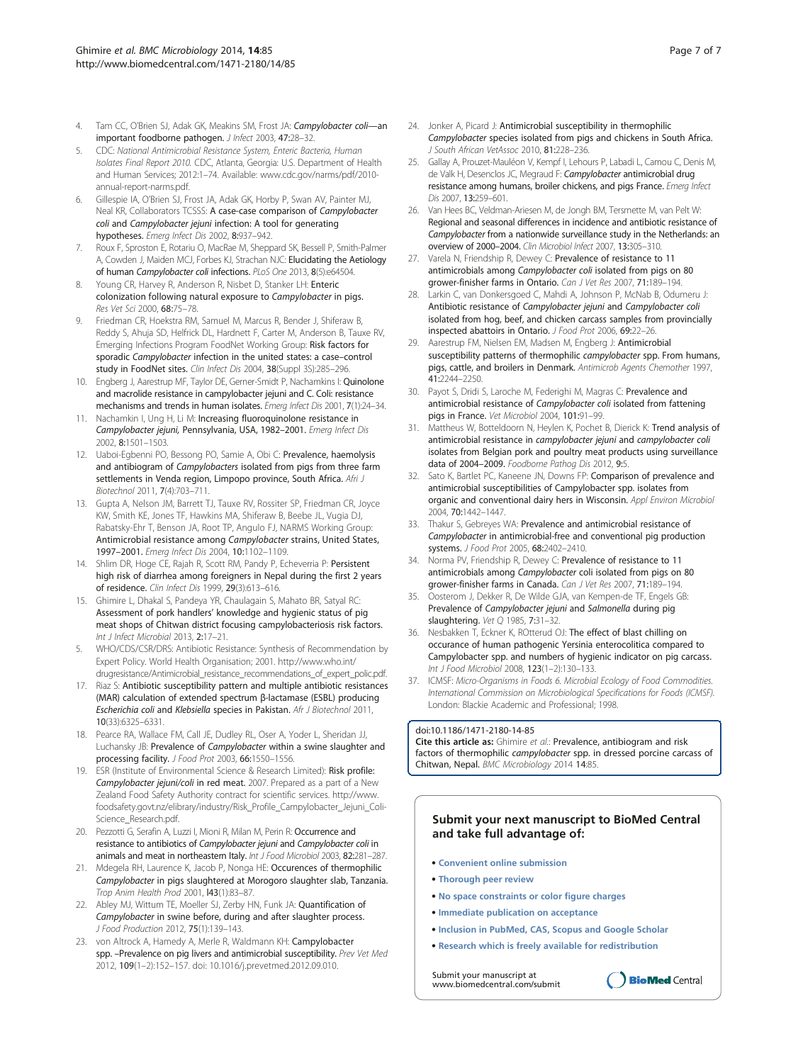4. Tam CC, O'Brien SJ, Adak GK, Meakins SM, Frost JA: ***Campylobacter coli*—an important foodborne pathogen.** *J Infect* 2003, **47:**28–32.
5. CDC: *National Antimicrobial Resistance System, Enteric Bacteria, Human Isolates Final Report 2010.* CDC, Atlanta, Georgia: U.S. Department of Health and Human Services; 2012:1–74. Available: www.cdc.gov/narms/pdf/2010-annual-report-narms.pdf.
6. Gillespie IA, O'Brien SJ, Frost JA, Adak GK, Horby P, Swan AV, Painter MJ, Neal KR, Collaborators TCSSS: **A case-case comparison of *Campylobacter coli* and *Campylobacter jejuni* infection: A tool for generating hypotheses.** *Emerg Infect Dis* 2002, **8:**937–942.
7. Roux F, Sproston E, Rotariu O, MacRae M, Sheppard SK, Bessell P, Smith-Palmer A, Cowden J, Maiden MCJ, Forbes KJ, Strachan NJC: **Elucidating the Aetiology of human *Campylobacter coli* infections.** *PLoS One* 2013, **8**(5):e64504.
8. Young CR, Harvey R, Anderson R, Nisbet D, Stanker LH: **Enteric colonization following natural exposure to *Campylobacter* in pigs.** *Res Vet Sci* 2000, **68:**75–78.
9. Friedman CR, Hoekstra RM, Samuel M, Marcus R, Bender J, Shiferaw B, Reddy S, Ahuja SD, Helfrick DL, Hardnett F, Carter M, Anderson B, Tauxe RV, Emerging Infections Program FoodNet Working Group: **Risk factors for sporadic *Campylobacter* infection in the united states: a case–control study in FoodNet sites.** *Clin Infect Dis* 2004, **38**(Suppl 3S):285–296.
10. Engberg J, Aarestrup MF, Taylor DE, Gerner-Smidt P, Nachamkins I: **Quinolone and macrolide resistance in campylobacter jejuni and C. Coli: resistance mechanisms and trends in human isolates.** *Emerg Infect Dis* 2001, **7**(1):24–34.
11. Nachamkin I, Ung H, Li M: **Increasing fluoroquinolone resistance in *Campylobacter jejuni,* Pennsylvania, USA, 1982–2001.** *Emerg Infect Dis* 2002, **8:**1501–1503.
12. Uaboi-Egbenni PO, Bessong PO, Samie A, Obi C: **Prevalence, haemolysis and antibiogram of *Campylobacters* isolated from pigs from three farm settlements in Venda region, Limpopo province, South Africa.** *Afri J Biotechnol* 2011, **7**(4):703–711.
13. Gupta A, Nelson JM, Barrett TJ, Tauxe RV, Rossiter SP, Friedman CR, Joyce KW, Smith KE, Jones TF, Hawkins MA, Shiferaw B, Beebe JL, Vugia DJ, Rabatsky-Ehr T, Benson JA, Root TP, Angulo FJ, NARMS Working Group: **Antimicrobial resistance among *Campylobacter* strains, United States, 1997–2001.** *Emerg Infect Dis* 2004, **10:**1102–1109.
14. Shlim DR, Hoge CE, Rajah R, Scott RM, Pandy P, Echeverria P: **Persistent high risk of diarrhea among foreigners in Nepal during the first 2 years of residence.** *Clin Infect Dis* 1999, **29**(3):613–616.
15. Ghimire L, Dhakal S, Pandeya YR, Chaulagain S, Mahato BR, Satyal RC: **Assessment of pork handlers' knowledge and hygienic status of pig meat shops of Chitwan district focusing campylobacteriosis risk factors.** *Int J Infect Microbial* 2013, **2:**17–21.
5. WHO/CDS/CSR/DRS: Antibiotic Resistance: Synthesis of Recommendation by Expert Policy. World Health Organisation; 2001. http://www.who.int/drugresistance/Antimicrobial_resistance_recommendations_of_expert_polic.pdf.
17. Riaz S: **Antibiotic susceptibility pattern and multiple antibiotic resistances (MAR) calculation of extended spectrum β-lactamase (ESBL) producing *Escherichia coli* and *Klebsiella* species in Pakistan.** *Afr J Biotechnol* 2011, **10**(33):6325–6331.
18. Pearce RA, Wallace FM, Call JE, Dudley RL, Oser A, Yoder L, Sheridan JJ, Luchansky JB: **Prevalence of *Campylobacter* within a swine slaughter and processing facility.** *J Food Prot* 2003, **66:**1550–1556.
19. ESR (Institute of Environmental Science & Research Limited): **Risk profile: *Campylobacter jejuni/coli* in red meat.** 2007. Prepared as a part of a New Zealand Food Safety Authority contract for scientific services. http://www.foodsafety.govt.nz/elibrary/industry/Risk_Profile_Campylobacter_Jejuni_Coli-Science_Research.pdf.
20. Pezzotti G, Serafin A, Luzzi I, Mioni R, Milan M, Perin R: **Occurrence and resistance to antibiotics of *Campylobacter jejuni* and *Campylobacter coli* in animals and meat in northeastern Italy.** *Int J Food Microbiol* 2003, **82:**281–287.
21. Mdegela RH, Laurence K, Jacob P, Nonga HE: **Occurences of thermophilic *Campylobacter* in pigs slaughtered at Morogoro slaughter slab, Tanzania.** *Trop Anim Health Prod* 2001, **l43**(1):83–87.
22. Abley MJ, Wittum TE, Moeller SJ, Zerby HN, Funk JA: **Quantification of *Campylobacter* in swine before, during and after slaughter process.** *J Food Production* 2012, **75**(1):139–143.
23. von Altrock A, Hamedy A, Merle R, Waldmann KH: **Campylobacter spp. –Prevalence on pig livers and antimicrobial susceptibility.** *Prev Vet Med* 2012, **109**(1–2):152–157. doi: 10.1016/j.prevetmed.2012.09.010.
24. Jonker A, Picard J: **Antimicrobial susceptibility in thermophilic *Campylobacter* species isolated from pigs and chickens in South Africa.** *J South African VetAssoc* 2010, **81:**228–236.
25. Gallay A, Prouzet-Mauléon V, Kempf I, Lehours P, Labadi L, Camou C, Denis M, de Valk H, Desenclos JC, Megraud F: ***Campylobacter* antimicrobial drug resistance among humans, broiler chickens, and pigs France.** *Emerg Infect Dis* 2007, **13:**259–601.
26. Van Hees BC, Veldman-Ariesen M, de Jongh BM, Tersmette M, van Pelt W: **Regional and seasonal differences in incidence and antibiotic resistance of *Campylobacter* from a nationwide surveillance study in the Netherlands: an overview of 2000–2004.** *Clin Microbiol Infect* 2007, **13:**305–310.
27. Varela N, Friendship R, Dewey C: **Prevalence of resistance to 11 antimicrobials among *Campylobacter coli* isolated from pigs on 80 grower-finisher farms in Ontario.** *Can J Vet Res* 2007, **71:**189–194.
28. Larkin C, van Donkersgoed C, Mahdi A, Johnson P, McNab B, Odumeru J: **Antibiotic resistance of *Campylobacter jejuni* and *Campylobacter coli* isolated from hog, beef, and chicken carcass samples from provincially inspected abattoirs in Ontario.** *J Food Prot* 2006, **69:**22–26.
29. Aarestrup FM, Nielsen EM, Madsen M, Engberg J: **Antimicrobial susceptibility patterns of thermophilic *campylobacter* spp. From humans, pigs, cattle, and broilers in Denmark.** *Antimicrob Agents Chemother* 1997, **41:**2244–2250.
30. Payot S, Dridi S, Laroche M, Federighi M, Magras C: **Prevalence and antimicrobial resistance of *Campylobacter coli* isolated from fattening pigs in France.** *Vet Microbiol* 2004, **101:**91–99.
31. Mattheus W, Botteldoorn N, Heylen K, Pochet B, Dierick K: **Trend analysis of antimicrobial resistance in *campylobacter jejuni* and *campylobacter coli* isolates from Belgian pork and poultry meat products using surveillance data of 2004–2009.** *Foodborne Pathog Dis* 2012, **9:**5.
32. Sato K, Bartlet PC, Kaneene JN, Downs FP: **Comparison of prevalence and antimicrobial susceptibilities of Campylobacter spp. isolates from organic and conventional dairy hers in Wisconsin.** *Appl Environ Microbiol* 2004, **70:**1442–1447.
33. Thakur S, Gebreyes WA: **Prevalence and antimicrobial resistance of *Campylobacter* in antimicrobial-free and conventional pig production systems.** *J Food Prot* 2005, **68:**2402–2410.
34. Norma PV, Friendship R, Dewey C: **Prevalence of resistance to 11 antimicrobials among *Campylobacter* coli isolated from pigs on 80 grower-finisher farms in Canada.** *Can J Vet Res* 2007, **71:**189–194.
35. Oosterom J, Dekker R, De Wilde GJA, van Kempen-de TF, Engels GB: **Prevalence of *Campylobacter jejuni* and *Salmonella* during pig slaughtering.** *Vet Q* 1985, **7:**31–32.
36. Nesbakken T, Eckner K, ROtterud OJ: **The effect of blast chilling on occurance of human pathogenic Yersinia enterocolitica compared to Campylobacter spp. and numbers of hygienic indicator on pig carcass.** *Int J Food Microbiol* 2008, **123**(1–2):130–133.
37. ICMSF: *Micro-Organisms in Foods 6. Microbial Ecology of Food Commodities. International Commission on Microbiological Specifications for Foods (ICMSF).* London: Blackie Academic and Professional; 1998.

doi:10.1186/1471-2180-14-85

**Cite this article as:** Ghimire *et al.*: Prevalence, antibiogram and risk factors of thermophilic *campylobacter* spp. in dressed porcine carcass of Chitwan, Nepal. *BMC Microbiology* 2014 **14**:85.

**Submit your next manuscript to BioMed Central and take full advantage of:**

- **Convenient online submission**
- **Thorough peer review**
- **No space constraints or color figure charges**
- **Immediate publication on acceptance**
- **Inclusion in PubMed, CAS, Scopus and Google Scholar**
- **Research which is freely available for redistribution**

Submit your manuscript at www.biomedcentral.com/submit

BioMed Central